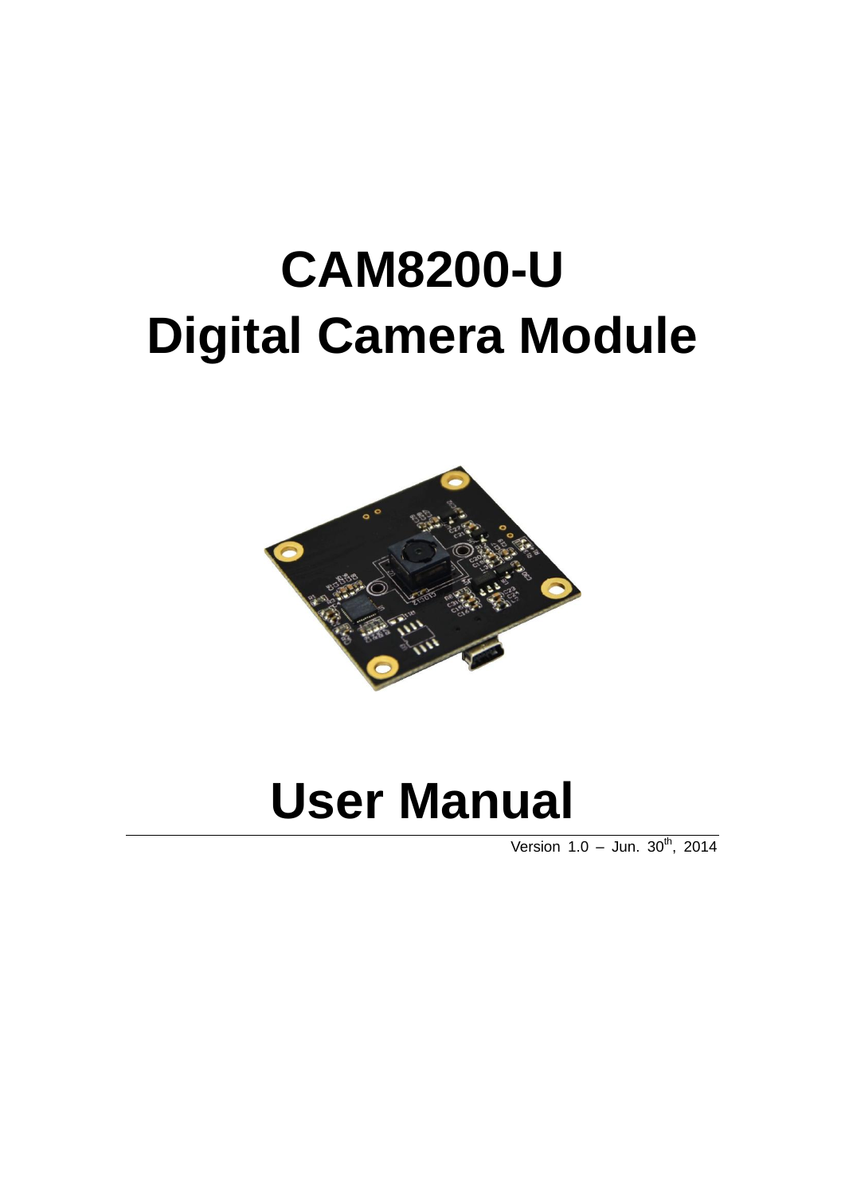# CAM8200-U
# Digital Camera Module

# User Manual

Version 1.0 – Jun. 30th, 2014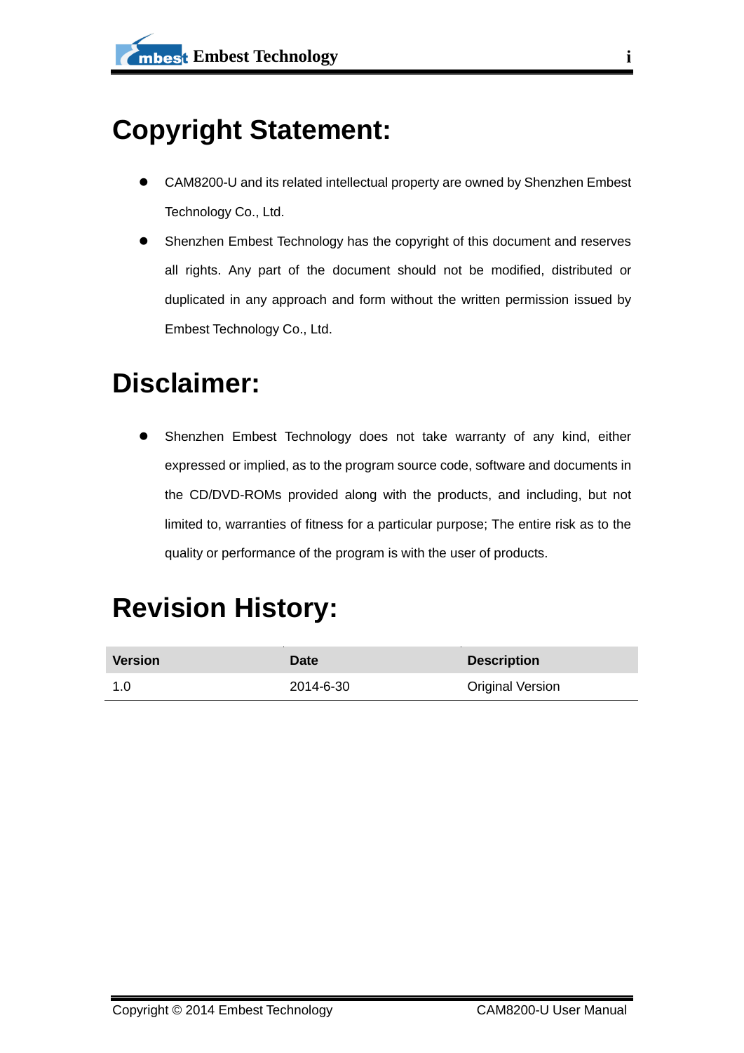# Copyright Statement:

- CAM8200-U and its related intellectual property are owned by Shenzhen Embest Technology Co., Ltd.
- Shenzhen Embest Technology has the copyright of this document and reserves all rights. Any part of the document should not be modified, distributed or duplicated in any approach and form without the written permission issued by Embest Technology Co., Ltd.

# Disclaimer:

- Shenzhen Embest Technology does not take warranty of any kind, either expressed or implied, as to the program source code, software and documents in the CD/DVD-ROMs provided along with the products, and including, but not limited to, warranties of fitness for a particular purpose; The entire risk as to the quality or performance of the program is with the user of products.

# Revision History:

| Version | Date | Description |
| --- | --- | --- |
| 1.0 | 2014-6-30 | Original Version |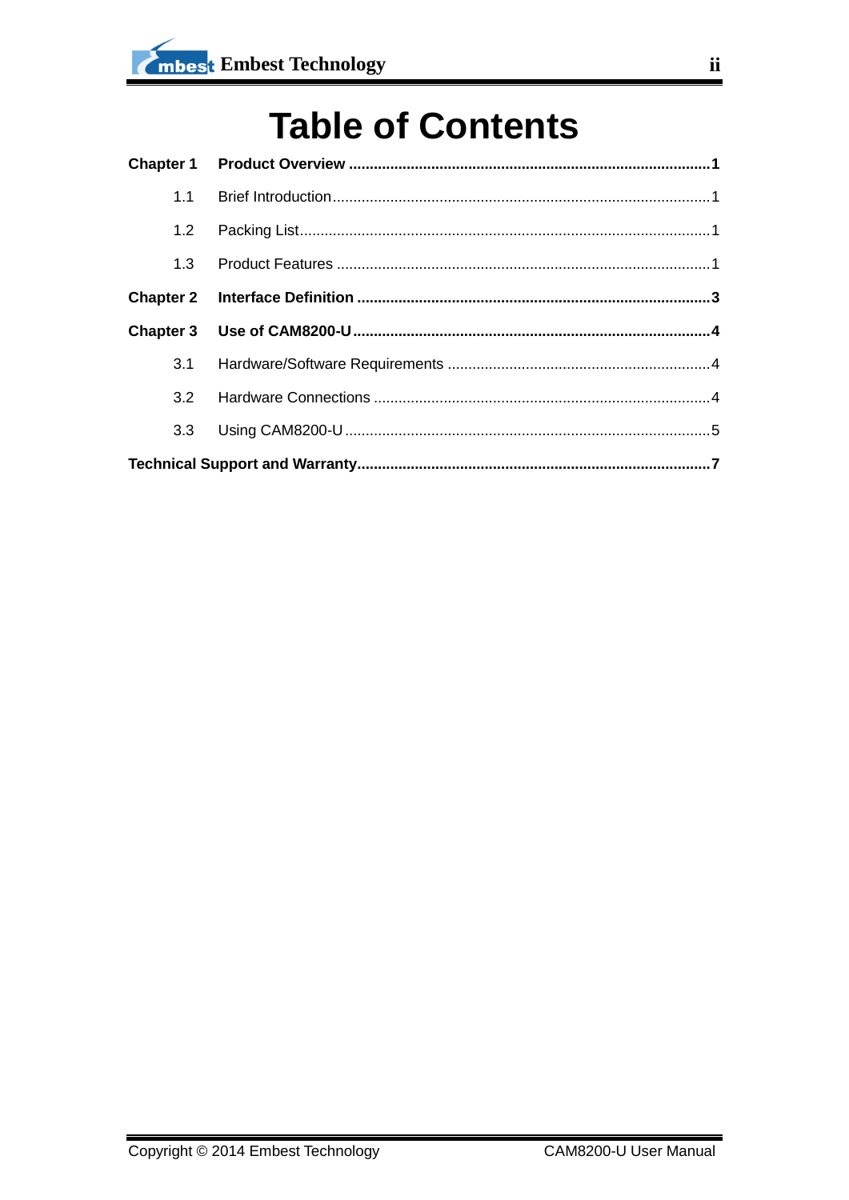# Table of Contents

**Chapter 1 Product Overview ........................................................................................ 1**

1.1 Brief Introduction ........................................................................................ 1

1.2 Packing List ........................................................................................ 1

1.3 Product Features ........................................................................................ 1

**Chapter 2 Interface Definition ........................................................................................ 3**

**Chapter 3 Use of CAM8200-U ........................................................................................ 4**

3.1 Hardware/Software Requirements ........................................................................................ 4

3.2 Hardware Connections ........................................................................................ 4

3.3 Using CAM8200-U ........................................................................................ 5

**Technical Support and Warranty ........................................................................................ 7**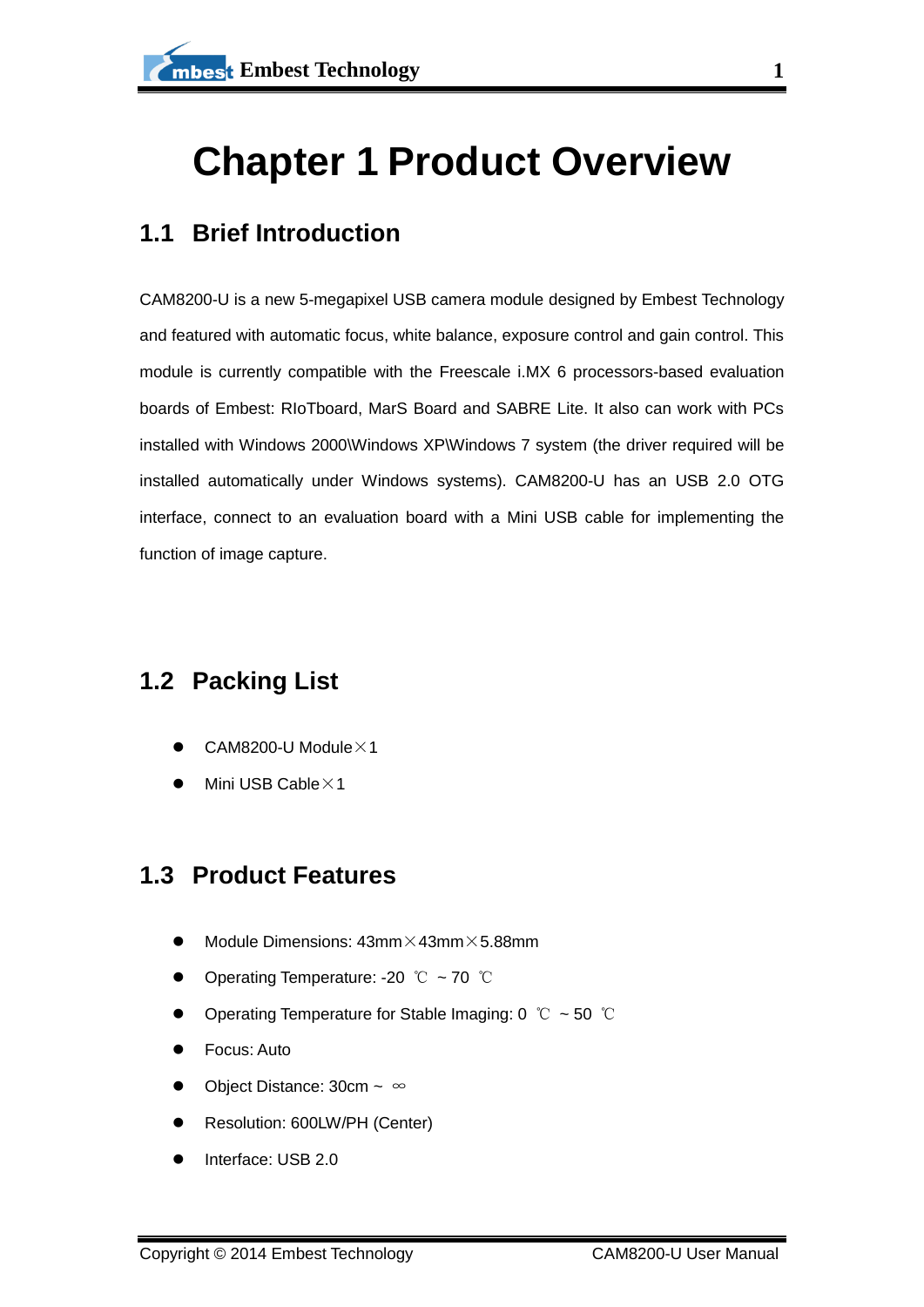# Chapter 1 Product Overview

## 1.1 Brief Introduction

CAM8200-U is a new 5-megapixel USB camera module designed by Embest Technology and featured with automatic focus, white balance, exposure control and gain control. This module is currently compatible with the Freescale i.MX 6 processors-based evaluation boards of Embest: RIoTboard, MarS Board and SABRE Lite. It also can work with PCs installed with Windows 2000\Windows XP\Windows 7 system (the driver required will be installed automatically under Windows systems). CAM8200-U has an USB 2.0 OTG interface, connect to an evaluation board with a Mini USB cable for implementing the function of image capture.

## 1.2 Packing List

- CAM8200-U Module×1
- Mini USB Cable×1

## 1.3 Product Features

- Module Dimensions: 43mm×43mm×5.88mm
- Operating Temperature: -20 ℃ ~ 70 ℃
- Operating Temperature for Stable Imaging: 0 ℃ ~ 50 ℃
- Focus: Auto
- Object Distance: 30cm ~ ∞
- Resolution: 600LW/PH (Center)
- Interface: USB 2.0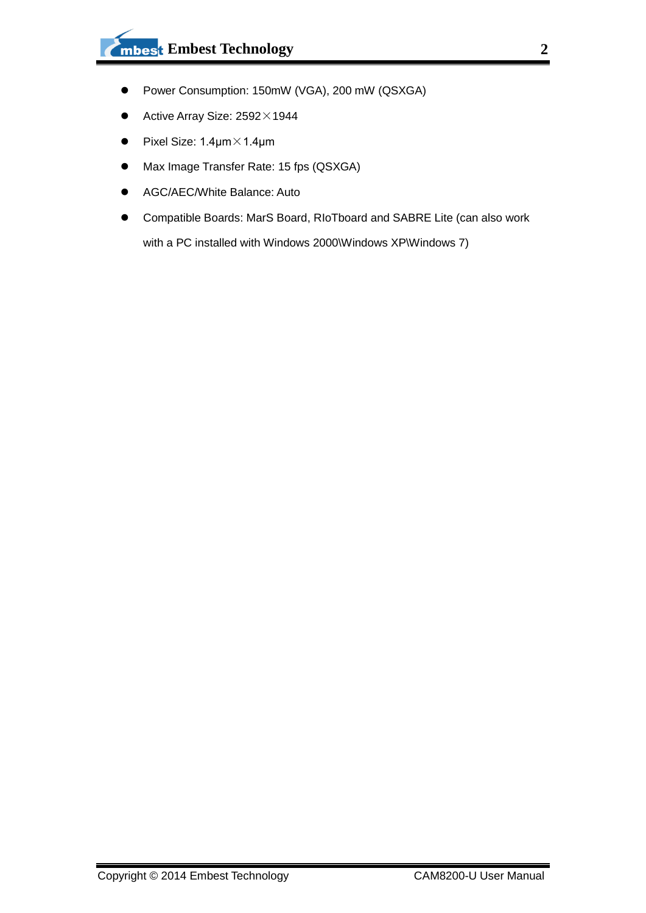- Power Consumption: 150mW (VGA), 200 mW (QSXGA)
- Active Array Size: 2592×1944
- Pixel Size: 1.4μm×1.4μm
- Max Image Transfer Rate: 15 fps (QSXGA)
- AGC/AEC/White Balance: Auto
- Compatible Boards: MarS Board, RIoTboard and SABRE Lite (can also work with a PC installed with Windows 2000\Windows XP\Windows 7)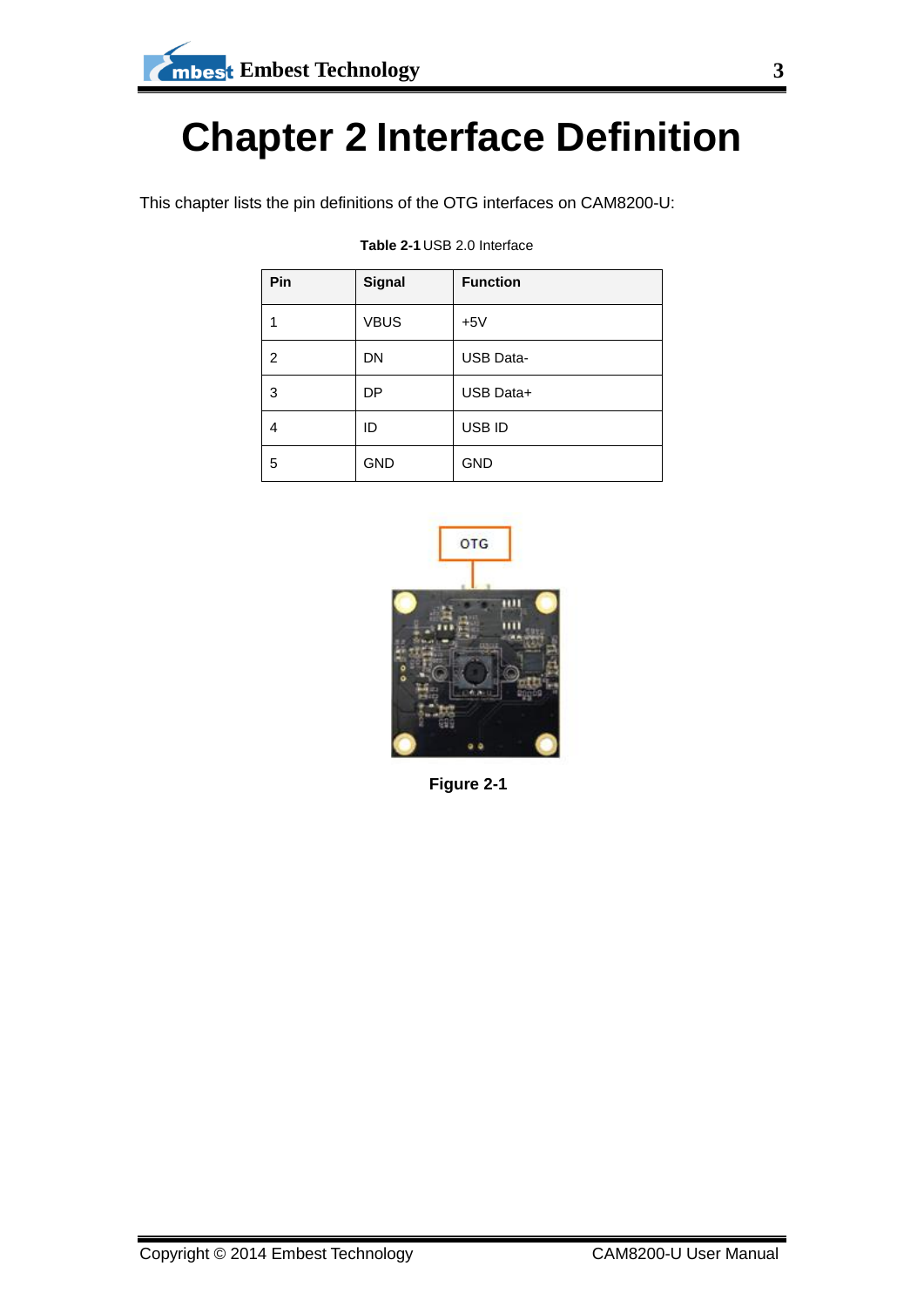# Chapter 2 Interface Definition

This chapter lists the pin definitions of the OTG interfaces on CAM8200-U:

**Table 2-1** USB 2.0 Interface

| Pin | Signal | Function |
|---|---|---|
| 1 | VBUS | +5V |
| 2 | DN | USB Data- |
| 3 | DP | USB Data+ |
| 4 | ID | USB ID |
| 5 | GND | GND |

**Figure 2-1**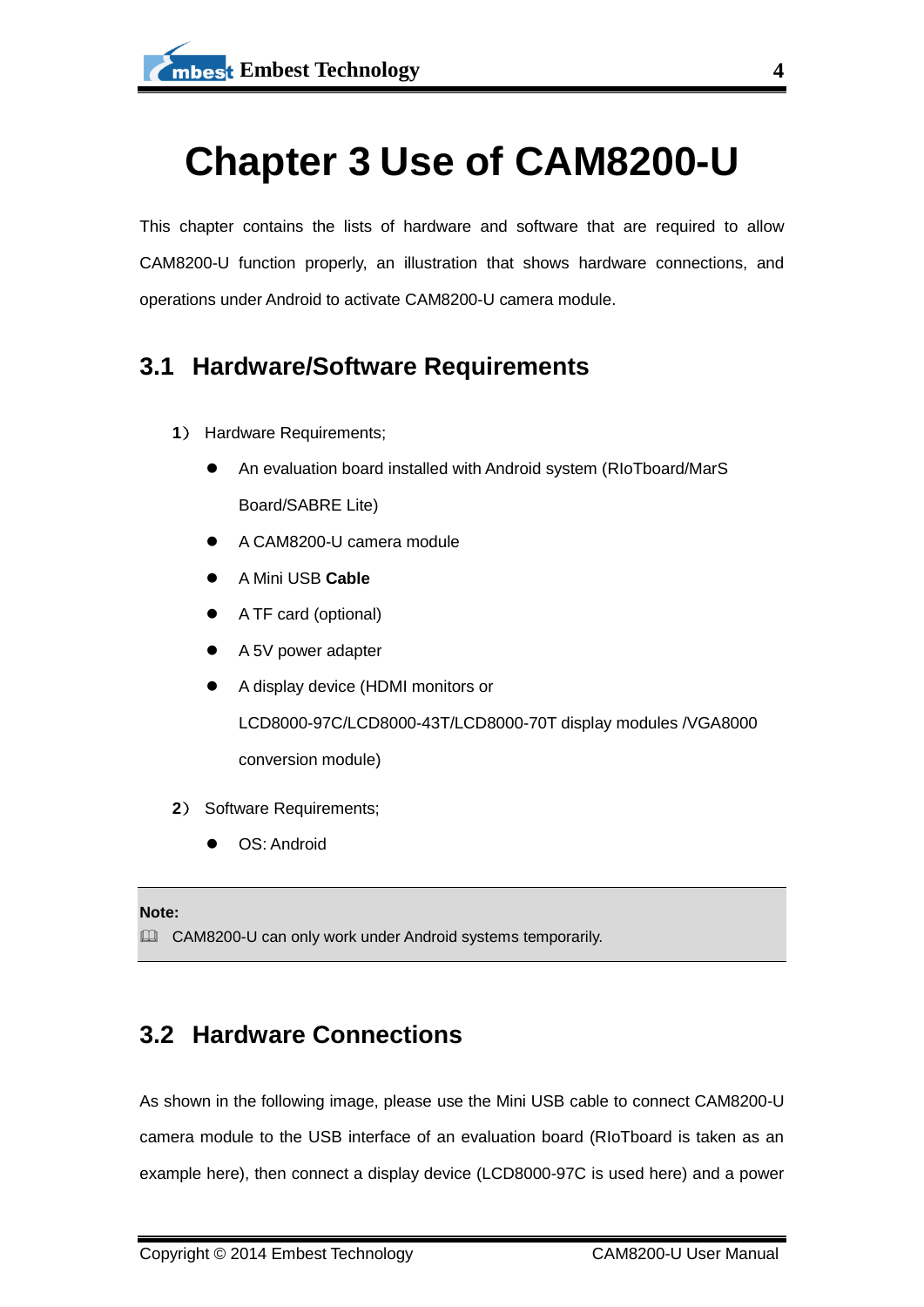# Chapter 3 Use of CAM8200-U

This chapter contains the lists of hardware and software that are required to allow CAM8200-U function properly, an illustration that shows hardware connections, and operations under Android to activate CAM8200-U camera module.

## 3.1 Hardware/Software Requirements

1） Hardware Requirements;

- An evaluation board installed with Android system (RIoTboard/MarS Board/SABRE Lite)
- A CAM8200-U camera module
- A Mini USB **Cable**
- A TF card (optional)
- A 5V power adapter
- A display device (HDMI monitors or LCD8000-97C/LCD8000-43T/LCD8000-70T display modules /VGA8000 conversion module)

2） Software Requirements;

- OS: Android

**Note:**

📖 CAM8200-U can only work under Android systems temporarily.

## 3.2 Hardware Connections

As shown in the following image, please use the Mini USB cable to connect CAM8200-U camera module to the USB interface of an evaluation board (RIoTboard is taken as an example here), then connect a display device (LCD8000-97C is used here) and a power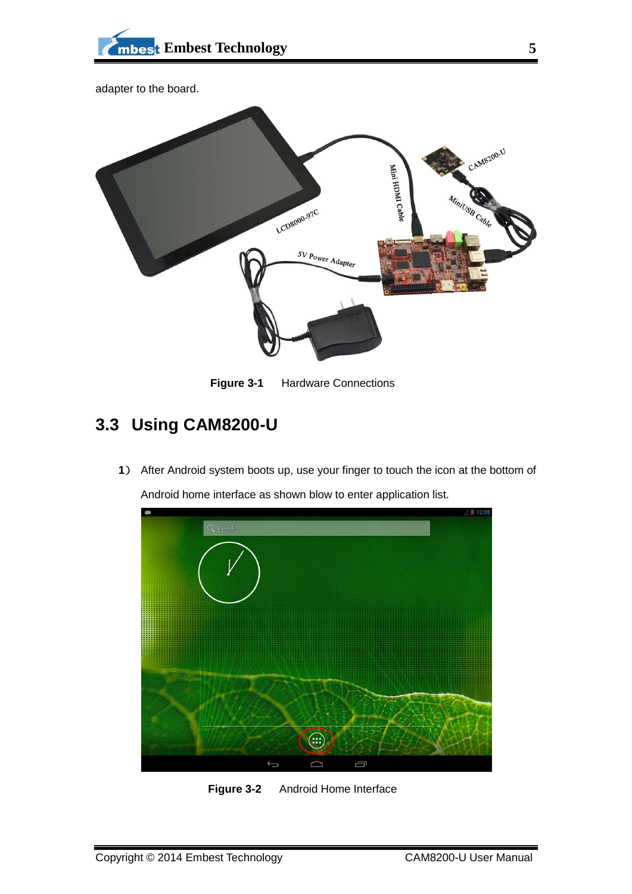adapter to the board.

Figure 3-1 Hardware Connections

## 3.3 Using CAM8200-U

1） After Android system boots up, use your finger to touch the icon at the bottom of Android home interface as shown blow to enter application list.

Figure 3-2 Android Home Interface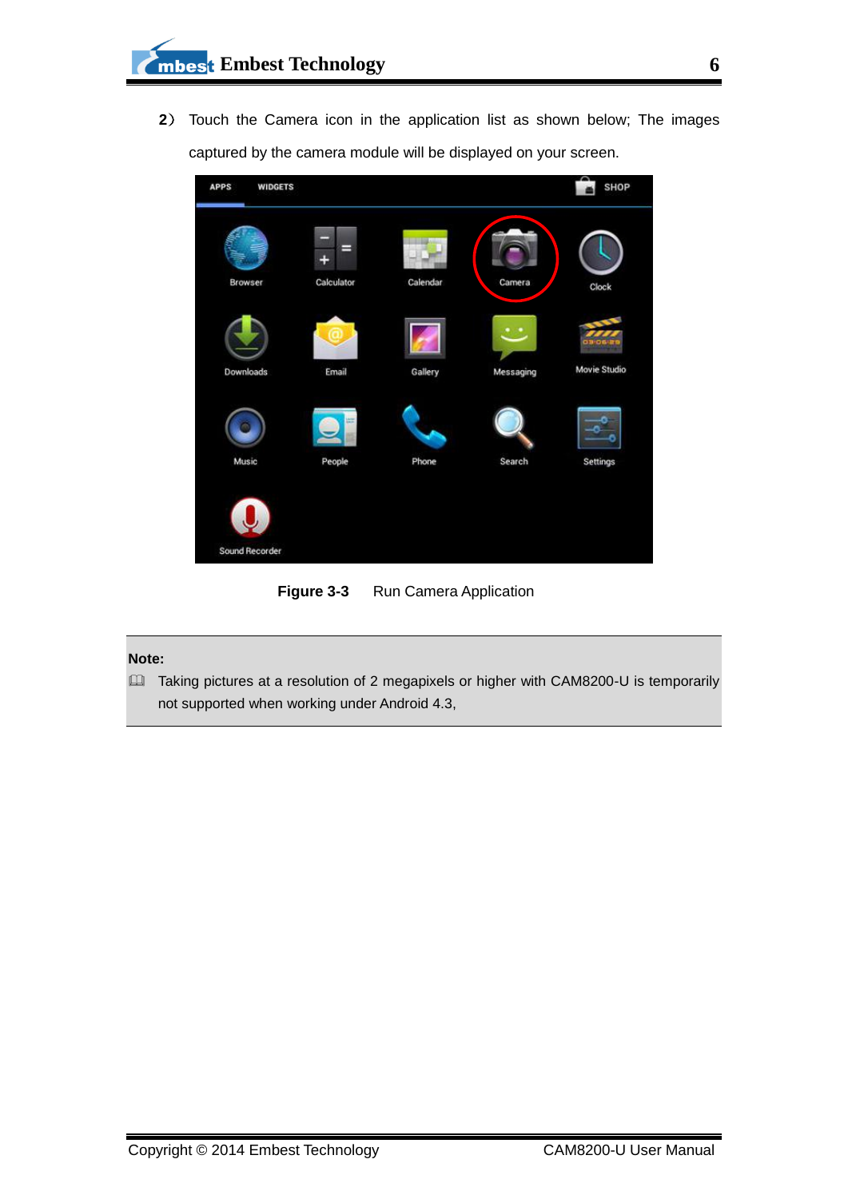2） Touch the Camera icon in the application list as shown below; The images captured by the camera module will be displayed on your screen.

**Figure 3-3** Run Camera Application

**Note:**

🕮 Taking pictures at a resolution of 2 megapixels or higher with CAM8200-U is temporarily not supported when working under Android 4.3,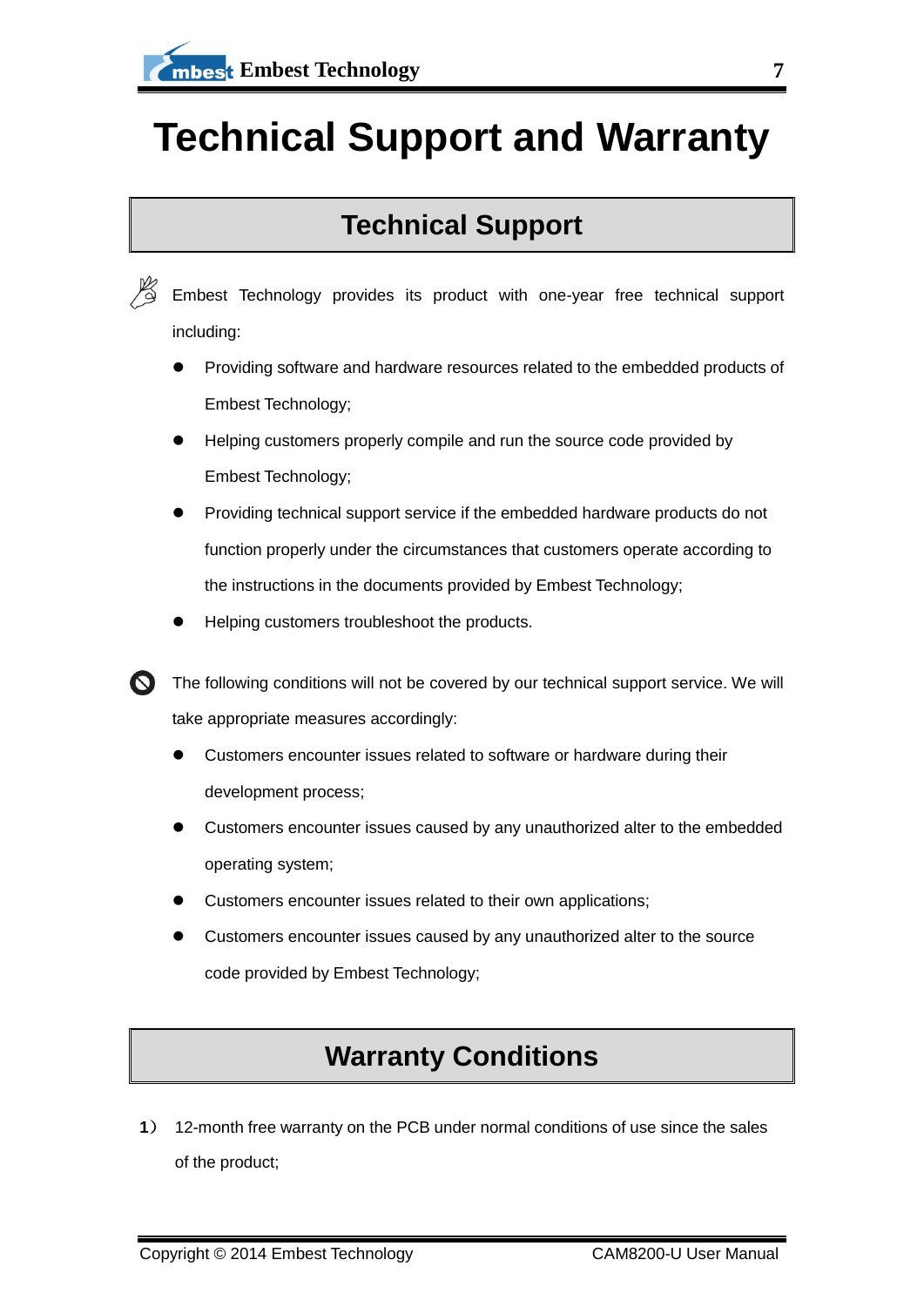# Technical Support and Warranty

## Technical Support

Embest Technology provides its product with one-year free technical support including:

- Providing software and hardware resources related to the embedded products of Embest Technology;
- Helping customers properly compile and run the source code provided by Embest Technology;
- Providing technical support service if the embedded hardware products do not function properly under the circumstances that customers operate according to the instructions in the documents provided by Embest Technology;
- Helping customers troubleshoot the products.

The following conditions will not be covered by our technical support service. We will take appropriate measures accordingly:

- Customers encounter issues related to software or hardware during their development process;
- Customers encounter issues caused by any unauthorized alter to the embedded operating system;
- Customers encounter issues related to their own applications;
- Customers encounter issues caused by any unauthorized alter to the source code provided by Embest Technology;

## Warranty Conditions

1） 12-month free warranty on the PCB under normal conditions of use since the sales of the product;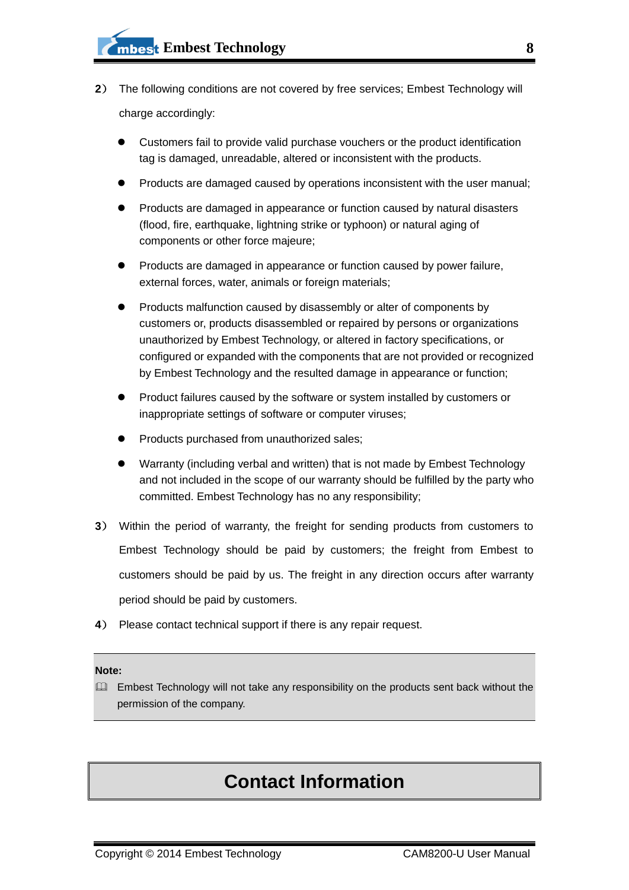2） The following conditions are not covered by free services; Embest Technology will charge accordingly:

- Customers fail to provide valid purchase vouchers or the product identification tag is damaged, unreadable, altered or inconsistent with the products.
- Products are damaged caused by operations inconsistent with the user manual;
- Products are damaged in appearance or function caused by natural disasters (flood, fire, earthquake, lightning strike or typhoon) or natural aging of components or other force majeure;
- Products are damaged in appearance or function caused by power failure, external forces, water, animals or foreign materials;
- Products malfunction caused by disassembly or alter of components by customers or, products disassembled or repaired by persons or organizations unauthorized by Embest Technology, or altered in factory specifications, or configured or expanded with the components that are not provided or recognized by Embest Technology and the resulted damage in appearance or function;
- Product failures caused by the software or system installed by customers or inappropriate settings of software or computer viruses;
- Products purchased from unauthorized sales;
- Warranty (including verbal and written) that is not made by Embest Technology and not included in the scope of our warranty should be fulfilled by the party who committed. Embest Technology has no any responsibility;

3） Within the period of warranty, the freight for sending products from customers to Embest Technology should be paid by customers; the freight from Embest to customers should be paid by us. The freight in any direction occurs after warranty period should be paid by customers.

4） Please contact technical support if there is any repair request.

**Note:**

Embest Technology will not take any responsibility on the products sent back without the permission of the company.

# Contact Information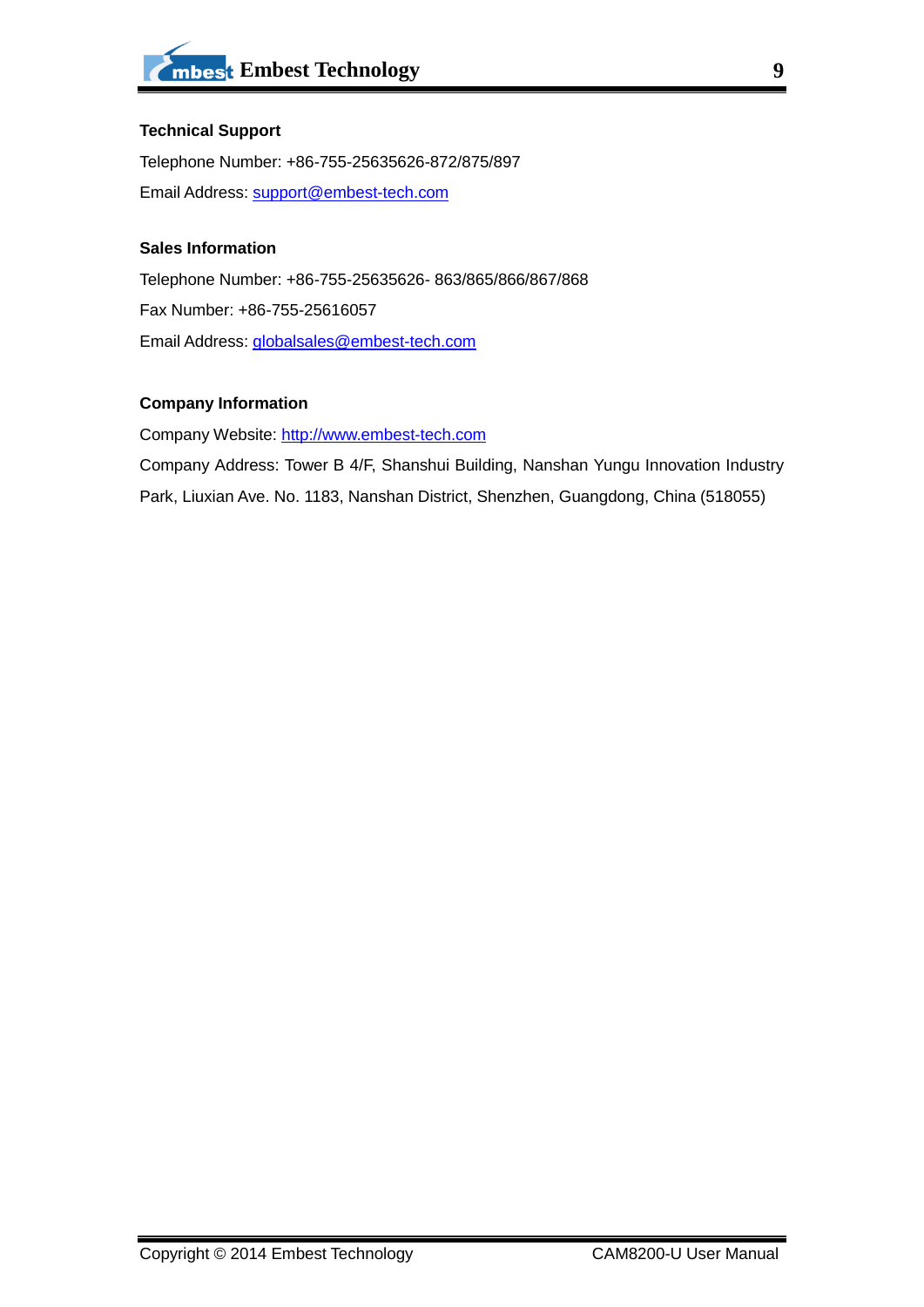**Technical Support**

Telephone Number: +86-755-25635626-872/875/897

Email Address: support@embest-tech.com

**Sales Information**

Telephone Number: +86-755-25635626- 863/865/866/867/868

Fax Number: +86-755-25616057

Email Address: globalsales@embest-tech.com

**Company Information**

Company Website: http://www.embest-tech.com

Company Address: Tower B 4/F, Shanshui Building, Nanshan Yungu Innovation Industry Park, Liuxian Ave. No. 1183, Nanshan District, Shenzhen, Guangdong, China (518055)